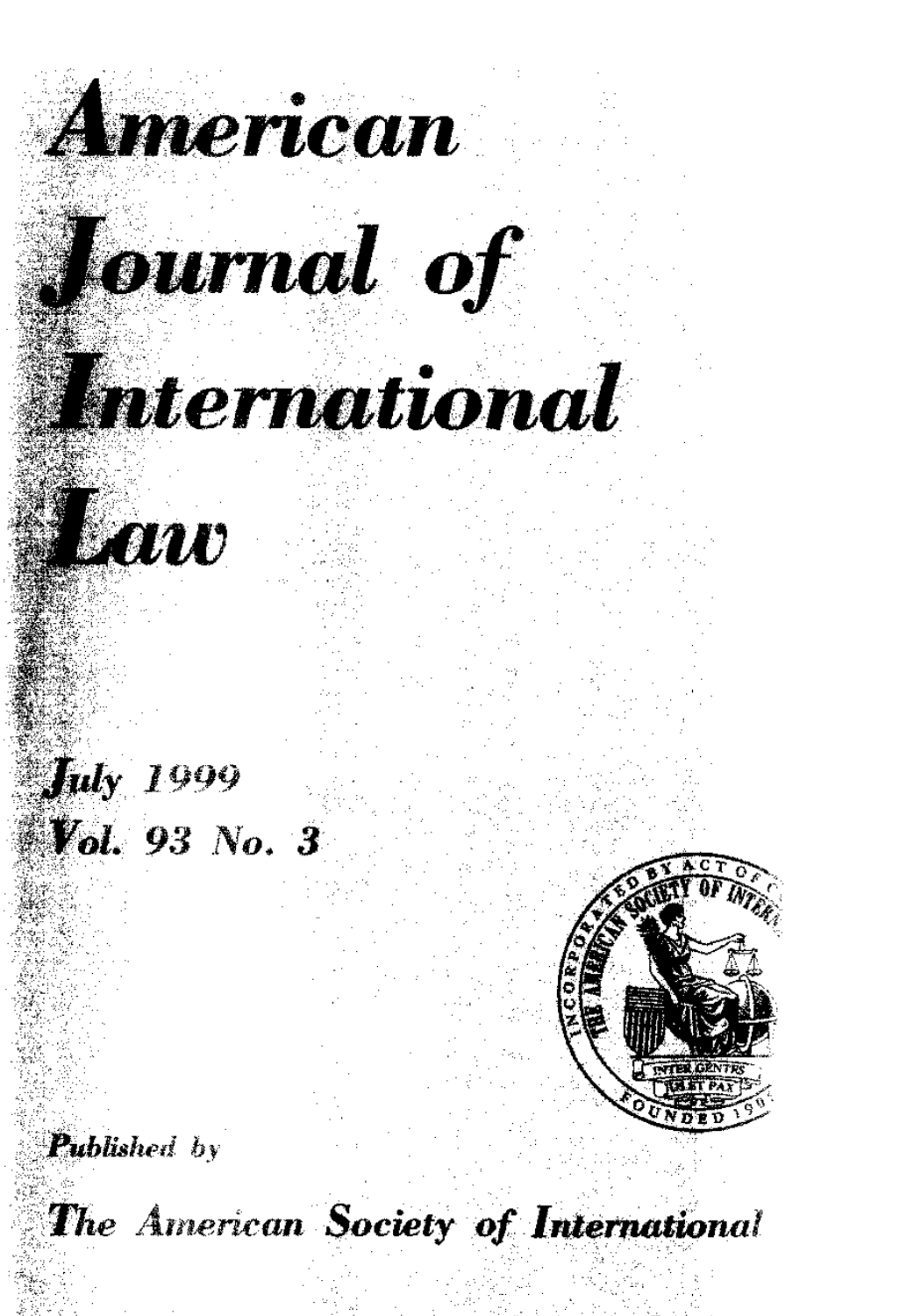# American Journal of International Law

July 1999
Vol. 93 No. 3

*Published by*

The American Society of International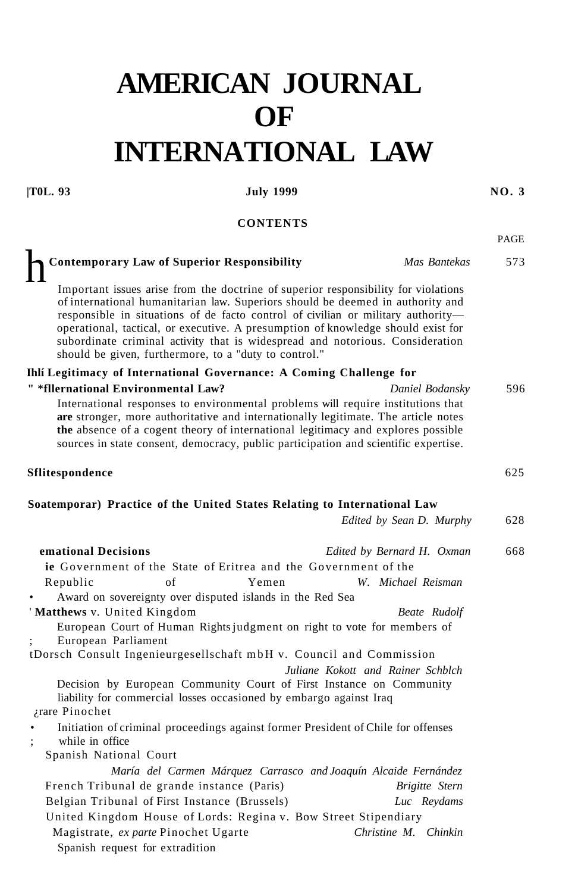# AMERICAN JOURNAL OF INTERNATIONAL LAW

|T0L. 93 **July 1999** **NO. 3**

**CONTENTS**

PAGE

**h Contemporary Law of Superior Responsibility** *Mas Bantekas* 573

Important issues arise from the doctrine of superior responsibility for violations of international humanitarian law. Superiors should be deemed in authority and responsible in situations of de facto control of civilian or military authority—operational, tactical, or executive. A presumption of knowledge should exist for subordinate criminal activity that is widespread and notorious. Consideration should be given, furthermore, to a "duty to control."

**Ihlí Legitimacy of International Governance: A Coming Challenge for " *fllernational Environmental Law?** *Daniel Bodansky* 596

International responses to environmental problems will require institutions that **are** stronger, more authoritative and internationally legitimate. The article notes **the** absence of a cogent theory of international legitimacy and explores possible sources in state consent, democracy, public participation and scientific expertise.

**Sflitespondence** 625

**Soatemporar) Practice of the United States Relating to International Law** *Edited by Sean D. Murphy* 628

**emational Decisions** *Edited by Bernard H. Oxman* 668

**ie** Government of the State of Eritrea and the Government of the Republic of Yemen *W. Michael Reisman*

- Award on sovereignty over disputed islands in the Red Sea

' **Matthews** v. United Kingdom *Beate Rudolf*

European Court of Human Rights judgment on right to vote for members of ; European Parliament

tDorsch Consult Ingenieurgesellschaft mbH v. Council and Commission *Juliane Kokott and Rainer Schblch*

Decision by European Community Court of First Instance on Community liability for commercial losses occasioned by embargo against Iraq

¿rare Pinochet

- Initiation of criminal proceedings against former President of Chile for offenses ; while in office

Spanish National Court *María del Carmen Márquez Carrasco and Joaquín Alcaide Fernández*

French Tribunal de grande instance (Paris) *Brigitte Stern*

Belgian Tribunal of First Instance (Brussels) *Luc Reydams*

United Kingdom House of Lords: Regina v. Bow Street Stipendiary Magistrate, *ex parte* Pinochet Ugarte *Christine M. Chinkin*

Spanish request for extradition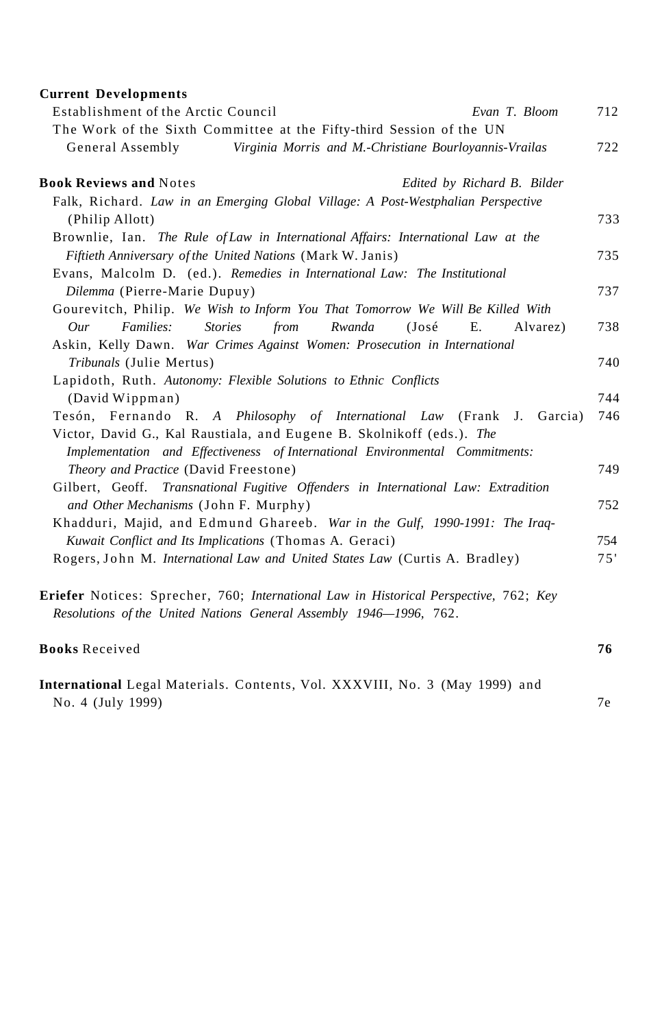**Current Developments**

Establishment of the Arctic Council — *Evan T. Bloom* — 712

The Work of the Sixth Committee at the Fifty-third Session of the UN General Assembly — *Virginia Morris and M.-Christiane Bourloyannis-Vrailas* — 722

**Book Reviews and** Notes — *Edited by Richard B. Bilder*

Falk, Richard. *Law in an Emerging Global Village: A Post-Westphalian Perspective* (Philip Allott) — 733

Brownlie, Ian. *The Rule of Law in International Affairs: International Law at the Fiftieth Anniversary of the United Nations* (Mark W. Janis) — 735

Evans, Malcolm D. (ed.). *Remedies in International Law: The Institutional Dilemma* (Pierre-Marie Dupuy) — 737

Gourevitch, Philip. *We Wish to Inform You That Tomorrow We Will Be Killed With Our Families: Stories from Rwanda* (José E. Alvarez) — 738

Askin, Kelly Dawn. *War Crimes Against Women: Prosecution in International Tribunals* (Julie Mertus) — 740

Lapidoth, Ruth. *Autonomy: Flexible Solutions to Ethnic Conflicts* (David Wippman) — 744

Tesón, Fernando R. *A Philosophy of International Law* (Frank J. Garcia) — 746

Victor, David G., Kal Raustiala, and Eugene B. Skolnikoff (eds.). *The Implementation and Effectiveness of International Environmental Commitments: Theory and Practice* (David Freestone) — 749

Gilbert, Geoff. *Transnational Fugitive Offenders in International Law: Extradition and Other Mechanisms* (John F. Murphy) — 752

Khadduri, Majid, and Edmund Ghareeb. *War in the Gulf, 1990-1991: The Iraq-Kuwait Conflict and Its Implications* (Thomas A. Geraci) — 754

Rogers, John M. *International Law and United States Law* (Curtis A. Bradley) — 75'

**Eriefer** Notices: Sprecher, 760; *International Law in Historical Perspective*, 762; *Key Resolutions of the United Nations General Assembly 1946—1996*, 762.

**Books** Received — **76**

**International** Legal Materials. Contents, Vol. XXXVIII, No. 3 (May 1999) and No. 4 (July 1999) — 7e